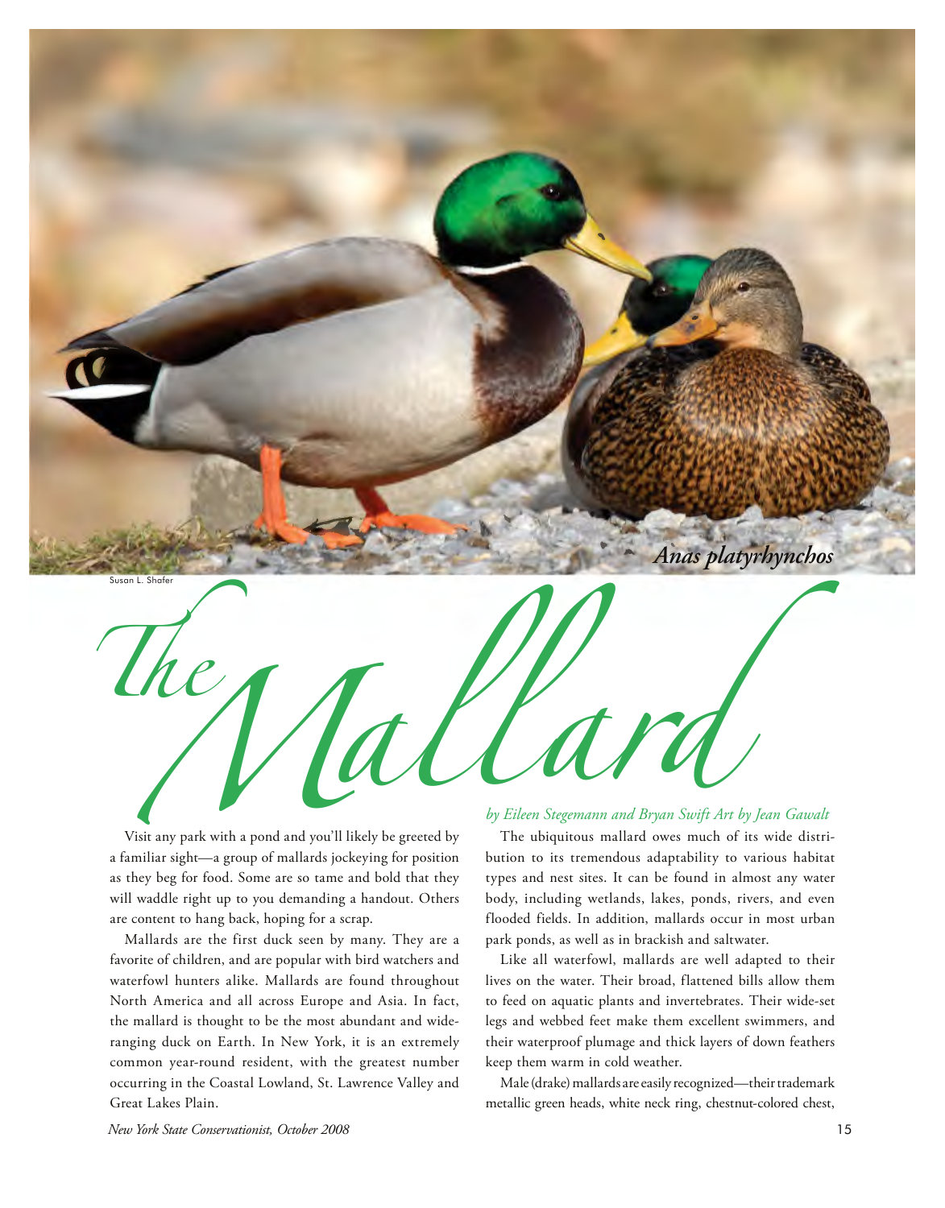*Anas platyrhynchos*

Susan L. Shafer

# The Mallard

*by Eileen Stegemann and Bryan Swift Art by Jean Gawalt*

Visit any park with a pond and you'll likely be greeted by a familiar sight—a group of mallards jockeying for position as they beg for food. Some are so tame and bold that they will waddle right up to you demanding a handout. Others are content to hang back, hoping for a scrap.

Mallards are the first duck seen by many. They are a favorite of children, and are popular with bird watchers and waterfowl hunters alike. Mallards are found throughout North America and all across Europe and Asia. In fact, the mallard is thought to be the most abundant and wide-ranging duck on Earth. In New York, it is an extremely common year-round resident, with the greatest number occurring in the Coastal Lowland, St. Lawrence Valley and Great Lakes Plain.

The ubiquitous mallard owes much of its wide distribution to its tremendous adaptability to various habitat types and nest sites. It can be found in almost any water body, including wetlands, lakes, ponds, rivers, and even flooded fields. In addition, mallards occur in most urban park ponds, as well as in brackish and saltwater.

Like all waterfowl, mallards are well adapted to their lives on the water. Their broad, flattened bills allow them to feed on aquatic plants and invertebrates. Their wide-set legs and webbed feet make them excellent swimmers, and their waterproof plumage and thick layers of down feathers keep them warm in cold weather.

Male (drake) mallards are easily recognized—their trademark metallic green heads, white neck ring, chestnut-colored chest,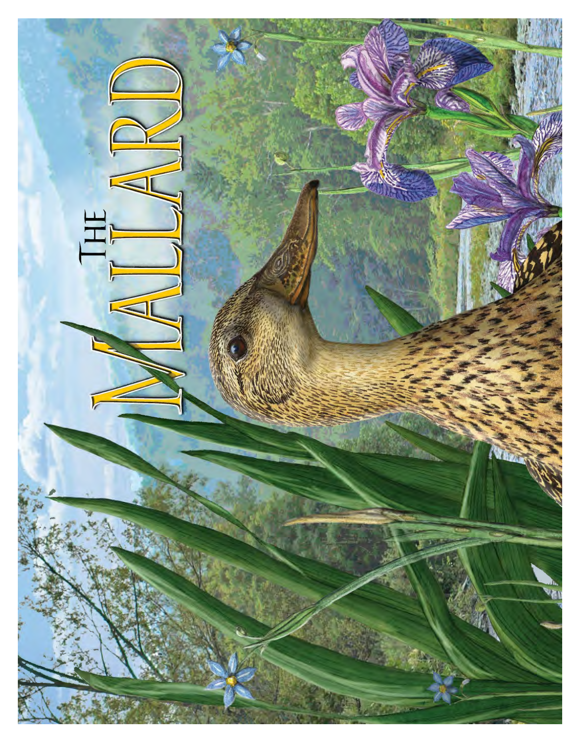# The Mallard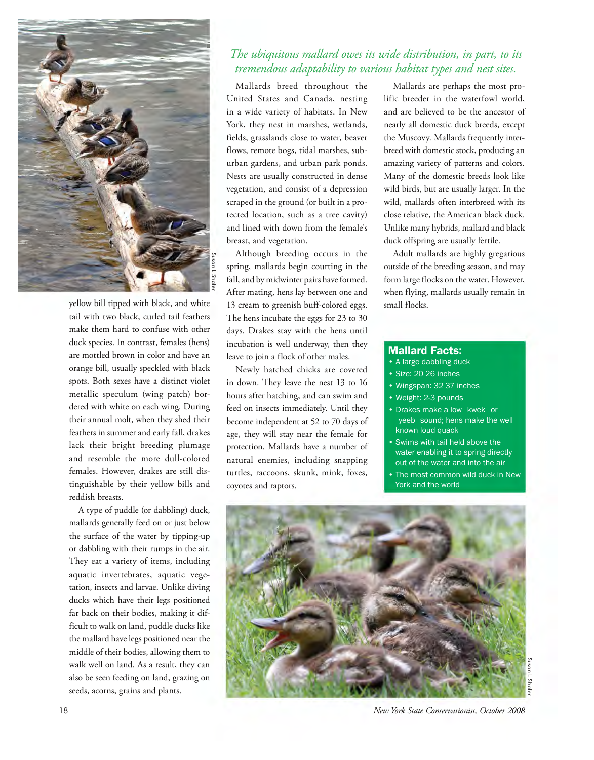yellow bill tipped with black, and white tail with two black, curled tail feathers make them hard to confuse with other duck species. In contrast, females (hens) are mottled brown in color and have an orange bill, usually speckled with black spots. Both sexes have a distinct violet metallic speculum (wing patch) bordered with white on each wing. During their annual molt, when they shed their feathers in summer and early fall, drakes lack their bright breeding plumage and resemble the more dull-colored females. However, drakes are still distinguishable by their yellow bills and reddish breasts.

A type of puddle (or dabbling) duck, mallards generally feed on or just below the surface of the water by tipping-up or dabbling with their rumps in the air. They eat a variety of items, including aquatic invertebrates, aquatic vegetation, insects and larvae. Unlike diving ducks which have their legs positioned far back on their bodies, making it difficult to walk on land, puddle ducks like the mallard have legs positioned near the middle of their bodies, allowing them to walk well on land. As a result, they can also be seen feeding on land, grazing on seeds, acorns, grains and plants.

*The ubiquitous mallard owes its wide distribution, in part, to its tremendous adaptability to various habitat types and nest sites.*

Mallards breed throughout the United States and Canada, nesting in a wide variety of habitats. In New York, they nest in marshes, wetlands, fields, grasslands close to water, beaver flows, remote bogs, tidal marshes, suburban gardens, and urban park ponds. Nests are usually constructed in dense vegetation, and consist of a depression scraped in the ground (or built in a protected location, such as a tree cavity) and lined with down from the female's breast, and vegetation.

Although breeding occurs in the spring, mallards begin courting in the fall, and by midwinter pairs have formed. After mating, hens lay between one and 13 cream to greenish buff-colored eggs. The hens incubate the eggs for 23 to 30 days. Drakes stay with the hens until incubation is well underway, then they leave to join a flock of other males.

Newly hatched chicks are covered in down. They leave the nest 13 to 16 hours after hatching, and can swim and feed on insects immediately. Until they become independent at 52 to 70 days of age, they will stay near the female for protection. Mallards have a number of natural enemies, including snapping turtles, raccoons, skunk, mink, foxes, coyotes and raptors.

Mallards are perhaps the most prolific breeder in the waterfowl world, and are believed to be the ancestor of nearly all domestic duck breeds, except the Muscovy. Mallards frequently interbreed with domestic stock, producing an amazing variety of patterns and colors. Many of the domestic breeds look like wild birds, but are usually larger. In the wild, mallards often interbreed with its close relative, the American black duck. Unlike many hybrids, mallard and black duck offspring are usually fertile.

Adult mallards are highly gregarious outside of the breeding season, and may form large flocks on the water. However, when flying, mallards usually remain in small flocks.

## Mallard Facts:

- A large dabbling duck
- Size: 20 26 inches
- Wingspan: 32 37 inches
- Weight: 2-3 pounds
- Drakes make a low kwek or yeeb sound; hens make the well known loud quack
- Swims with tail held above the water enabling it to spring directly out of the water and into the air
- The most common wild duck in New York and the world

Susan L Shafer

Susan L Shafer